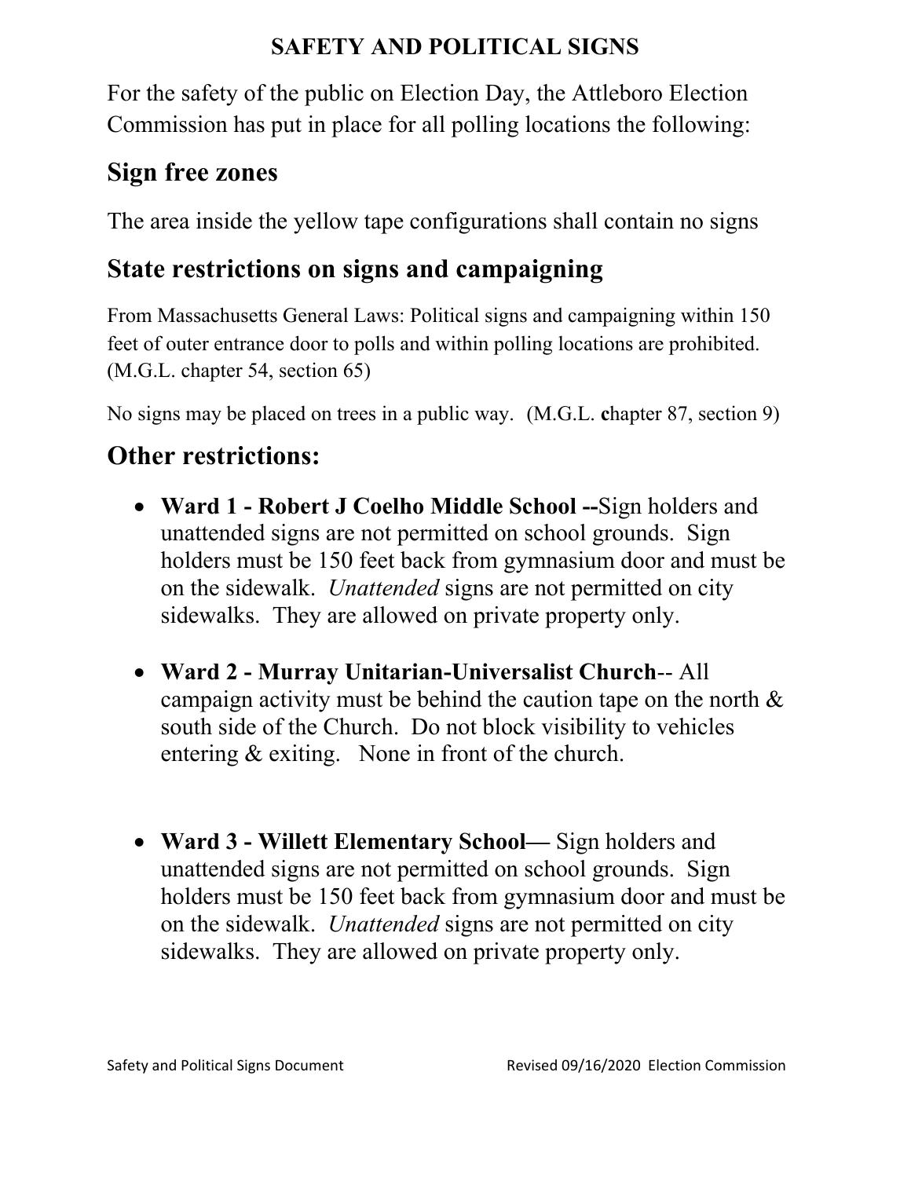# SAFETY AND POLITICAL SIGNS

For the safety of the public on Election Day, the Attleboro Election Commission has put in place for all polling locations the following:

## Sign free zones

The area inside the yellow tape configurations shall contain no signs

## State restrictions on signs and campaigning

From Massachusetts General Laws: Political signs and campaigning within 150 feet of outer entrance door to polls and within polling locations are prohibited. (M.G.L. chapter 54, section 65)

No signs may be placed on trees in a public way. (M.G.L. chapter 87, section 9)

## Other restrictions:

- **Ward 1 - Robert J Coelho Middle School --**Sign holders and unattended signs are not permitted on school grounds. Sign holders must be 150 feet back from gymnasium door and must be on the sidewalk. *Unattended* signs are not permitted on city sidewalks. They are allowed on private property only.

- **Ward 2 - Murray Unitarian-Universalist Church**-- All campaign activity must be behind the caution tape on the north & south side of the Church. Do not block visibility to vehicles entering & exiting. None in front of the church.

- **Ward 3 - Willett Elementary School—** Sign holders and unattended signs are not permitted on school grounds. Sign holders must be 150 feet back from gymnasium door and must be on the sidewalk. *Unattended* signs are not permitted on city sidewalks. They are allowed on private property only.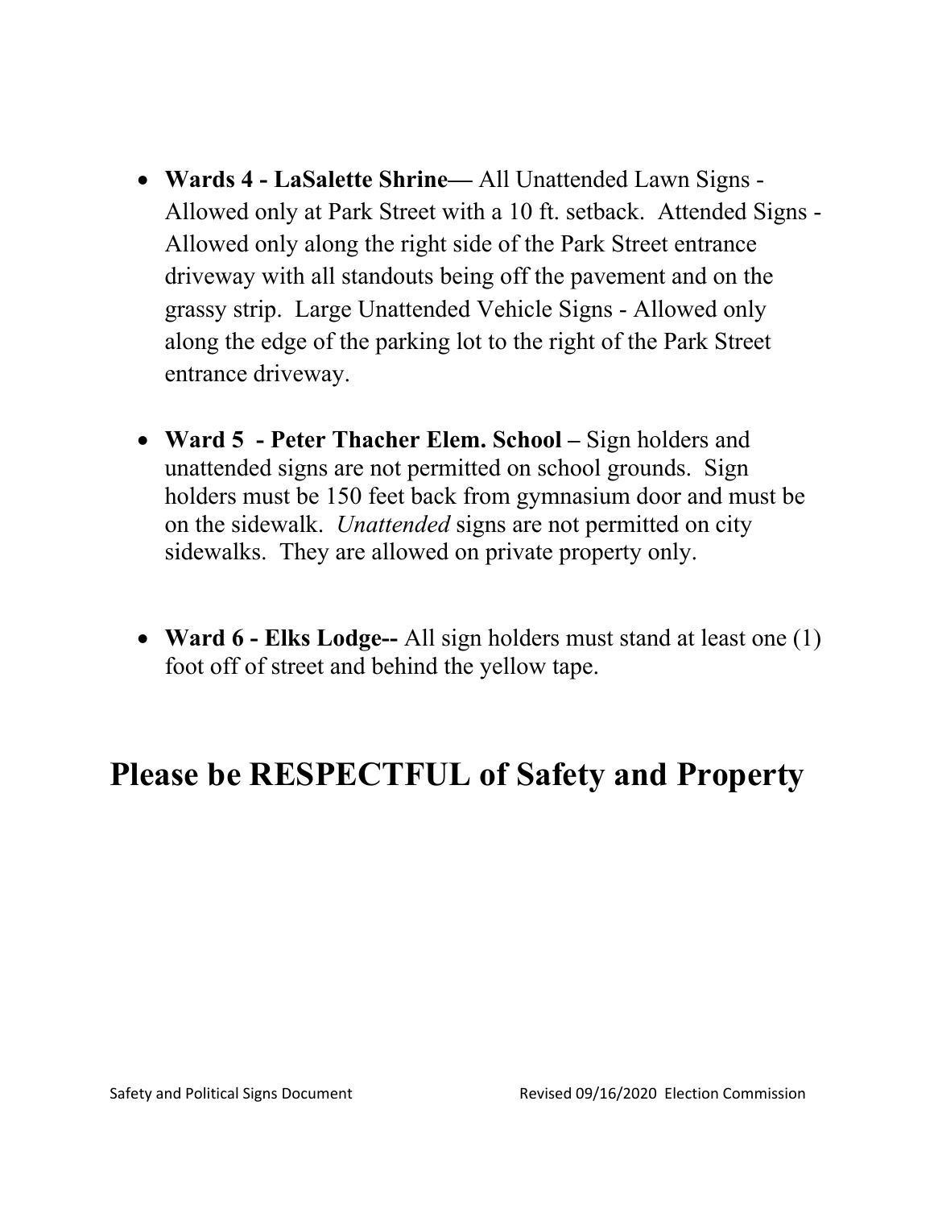- **Wards 4 - LaSalette Shrine—** All Unattended Lawn Signs - Allowed only at Park Street with a 10 ft. setback. Attended Signs - Allowed only along the right side of the Park Street entrance driveway with all standouts being off the pavement and on the grassy strip. Large Unattended Vehicle Signs - Allowed only along the edge of the parking lot to the right of the Park Street entrance driveway.

- **Ward 5 - Peter Thacher Elem. School –** Sign holders and unattended signs are not permitted on school grounds. Sign holders must be 150 feet back from gymnasium door and must be on the sidewalk. *Unattended* signs are not permitted on city sidewalks. They are allowed on private property only.

- **Ward 6 - Elks Lodge--** All sign holders must stand at least one (1) foot off of street and behind the yellow tape.

# Please be RESPECTFUL of Safety and Property

Safety and Political Signs Document Revised 09/16/2020 Election Commission